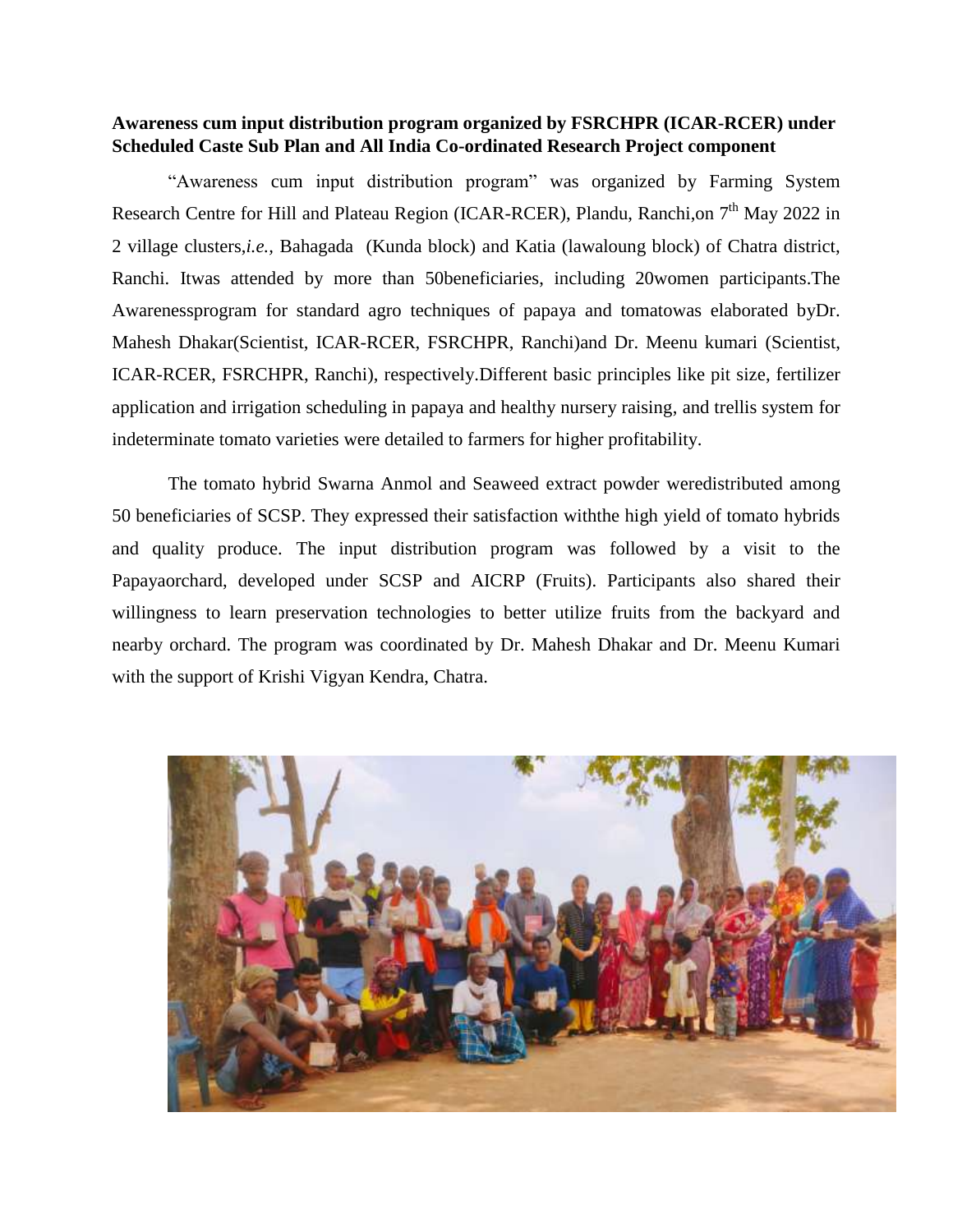**Awareness cum input distribution program organized by FSRCHPR (ICAR-RCER) under Scheduled Caste Sub Plan and All India Co-ordinated Research Project component**

"Awareness cum input distribution program" was organized by Farming System Research Centre for Hill and Plateau Region (ICAR-RCER), Plandu, Ranchi,on 7th May 2022 in 2 village clusters,*i.e.*, Bahagada (Kunda block) and Katia (lawaloung block) of Chatra district, Ranchi. Itwas attended by more than 50beneficiaries, including 20women participants.The Awarenessprogram for standard agro techniques of papaya and tomatowas elaborated byDr. Mahesh Dhakar(Scientist, ICAR-RCER, FSRCHPR, Ranchi)and Dr. Meenu kumari (Scientist, ICAR-RCER, FSRCHPR, Ranchi), respectively.Different basic principles like pit size, fertilizer application and irrigation scheduling in papaya and healthy nursery raising, and trellis system for indeterminate tomato varieties were detailed to farmers for higher profitability.

The tomato hybrid Swarna Anmol and Seaweed extract powder weredistributed among 50 beneficiaries of SCSP. They expressed their satisfaction withthe high yield of tomato hybrids and quality produce. The input distribution program was followed by a visit to the Papayaorchard, developed under SCSP and AICRP (Fruits). Participants also shared their willingness to learn preservation technologies to better utilize fruits from the backyard and nearby orchard. The program was coordinated by Dr. Mahesh Dhakar and Dr. Meenu Kumari with the support of Krishi Vigyan Kendra, Chatra.